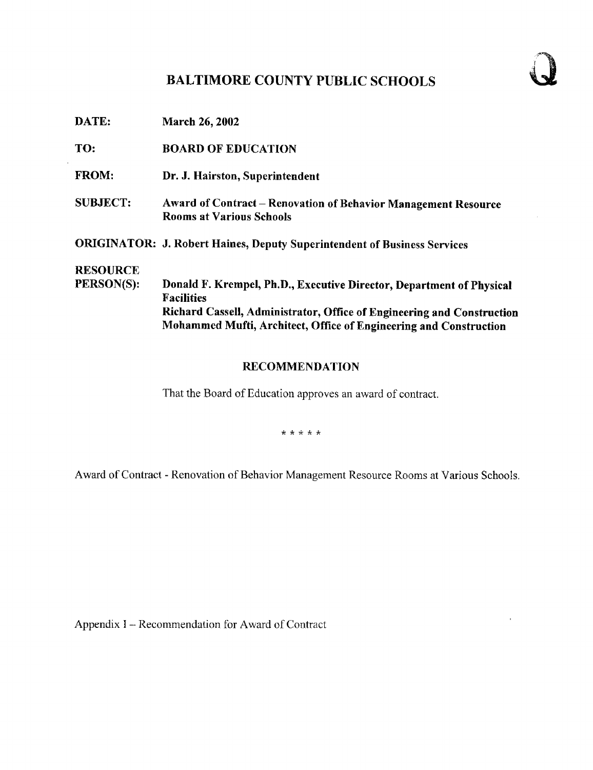# BALTIMORE COUNTY PUBLIC SCHOOLS

Q

**DATE:** March 26, 2002

**TO:** BOARD OF EDUCATION

**FROM:** Dr. J. Hairston, Superintendent

**SUBJECT:** Award of Contract – Renovation of Behavior Management Resource Rooms at Various Schools

**ORIGINATOR:** J. Robert Haines, Deputy Superintendent of Business Services

**RESOURCE PERSON(S):** Donald F. Krempel, Ph.D., Executive Director, Department of Physical Facilities
Richard Cassell, Administrator, Office of Engineering and Construction
Mohammed Mufti, Architect, Office of Engineering and Construction

## RECOMMENDATION

That the Board of Education approves an award of contract.

* * * * *

Award of Contract - Renovation of Behavior Management Resource Rooms at Various Schools.

Appendix I – Recommendation for Award of Contract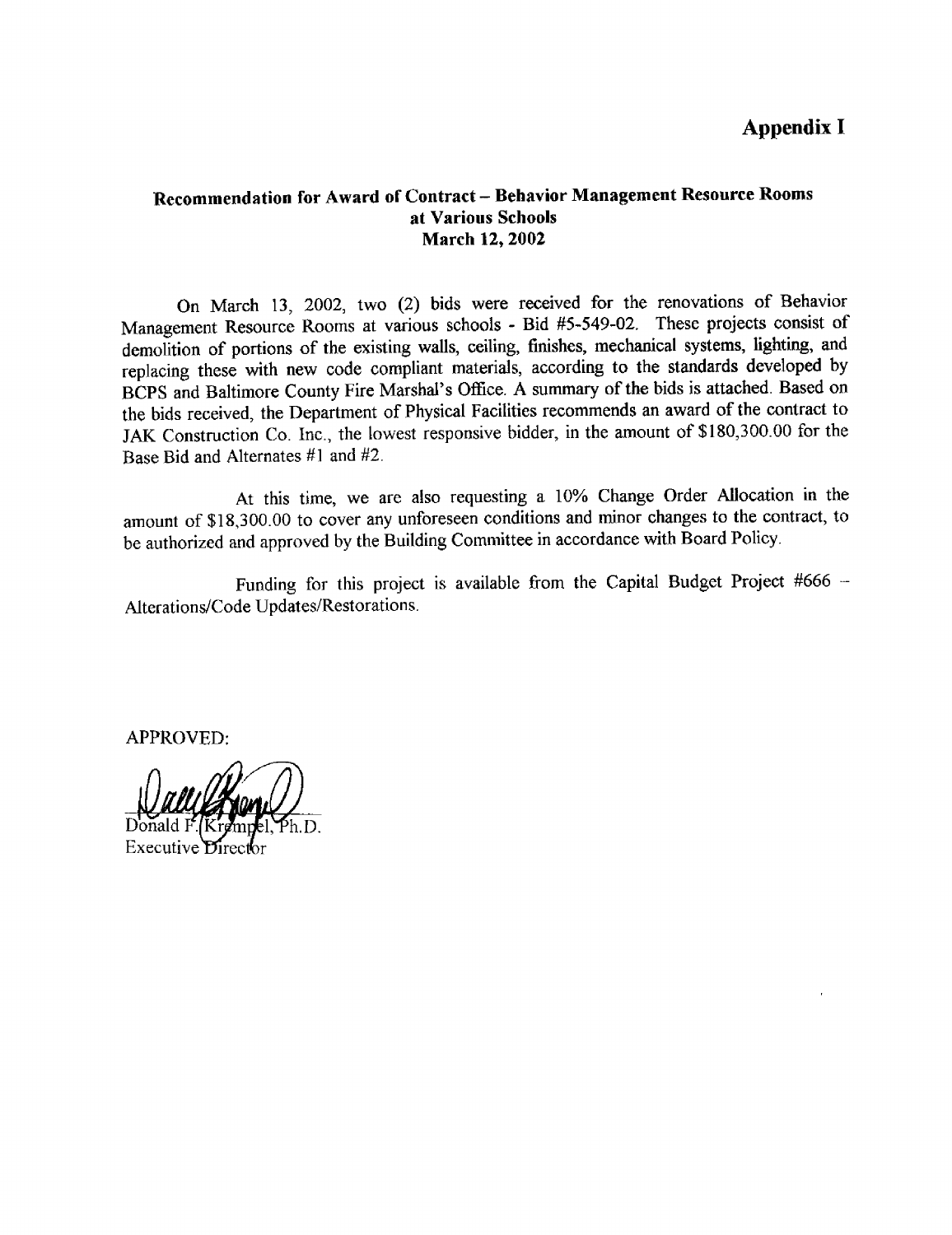# Appendix I

## Recommendation for Award of Contract – Behavior Management Resource Rooms at Various Schools
**March 12, 2002**

On March 13, 2002, two (2) bids were received for the renovations of Behavior Management Resource Rooms at various schools - Bid #5-549-02. These projects consist of demolition of portions of the existing walls, ceiling, finishes, mechanical systems, lighting, and replacing these with new code compliant materials, according to the standards developed by BCPS and Baltimore County Fire Marshal's Office. A summary of the bids is attached. Based on the bids received, the Department of Physical Facilities recommends an award of the contract to JAK Construction Co. Inc., the lowest responsive bidder, in the amount of $180,300.00 for the Base Bid and Alternates #1 and #2.

At this time, we are also requesting a 10% Change Order Allocation in the amount of $18,300.00 to cover any unforeseen conditions and minor changes to the contract, to be authorized and approved by the Building Committee in accordance with Board Policy.

Funding for this project is available from the Capital Budget Project #666 – Alterations/Code Updates/Restorations.

APPROVED:

Donald F. Krempel, Ph.D.
Executive Director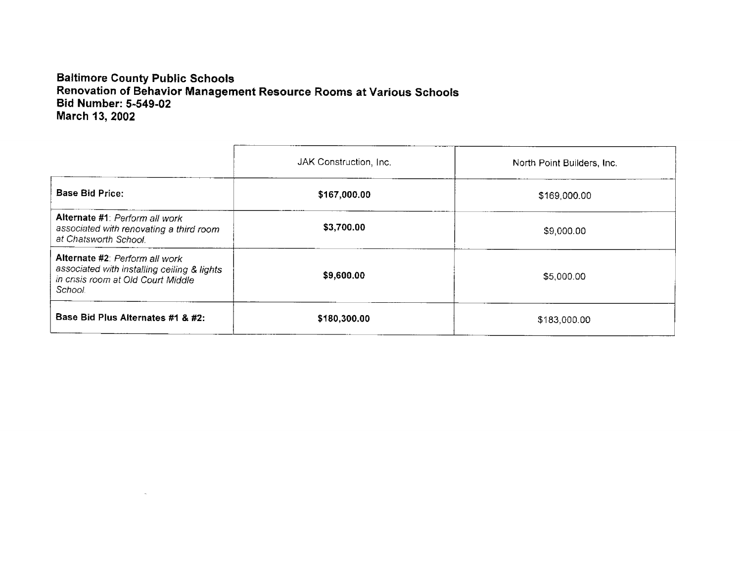**Baltimore County Public Schools**
**Renovation of Behavior Management Resource Rooms at Various Schools**
**Bid Number: 5-549-02**
**March 13, 2002**

| | JAK Construction, Inc. | North Point Builders, Inc. |
|---|---|---|
| **Base Bid Price:** | **$167,000.00** | $169,000.00 |
| **Alternate #1**: *Perform all work associated with renovating a third room at Chatsworth School.* | **$3,700.00** | $9,000.00 |
| **Alternate #2**: *Perform all work associated with installing ceiling & lights in crisis room at Old Court Middle School.* | **$9,600.00** | $5,000.00 |
| **Base Bid Plus Alternates #1 & #2:** | **$180,300.00** | $183,000.00 |